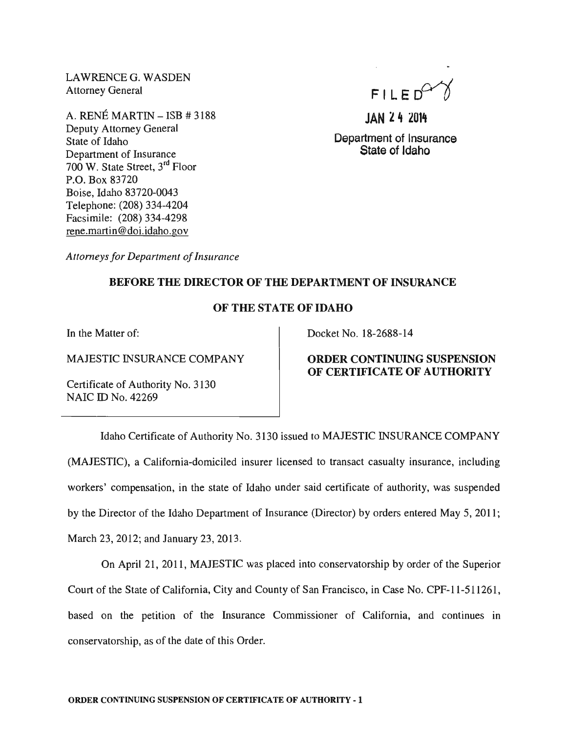LAWRENCE G. WASDEN
Attorney General

A. RENÉ MARTIN – ISB # 3188
Deputy Attorney General
State of Idaho
Department of Insurance
700 W. State Street, 3rd Floor
P.O. Box 83720
Boise, Idaho 83720-0043
Telephone: (208) 334-4204
Facsimile: (208) 334-4298
rene.martin@doi.idaho.gov

*Attorneys for Department of Insurance*

FILED

JAN 24 2014

Department of Insurance
State of Idaho

**BEFORE THE DIRECTOR OF THE DEPARTMENT OF INSURANCE**

**OF THE STATE OF IDAHO**

| In the Matter of: | Docket No. 18-2688-14 |
|---|---|
| MAJESTIC INSURANCE COMPANY | **ORDER CONTINUING SUSPENSION OF CERTIFICATE OF AUTHORITY** |
| Certificate of Authority No. 3130<br>NAIC ID No. 42269 | |

Idaho Certificate of Authority No. 3130 issued to MAJESTIC INSURANCE COMPANY (MAJESTIC), a California-domiciled insurer licensed to transact casualty insurance, including workers' compensation, in the state of Idaho under said certificate of authority, was suspended by the Director of the Idaho Department of Insurance (Director) by orders entered May 5, 2011; March 23, 2012; and January 23, 2013.

On April 21, 2011, MAJESTIC was placed into conservatorship by order of the Superior Court of the State of California, City and County of San Francisco, in Case No. CPF-11-511261, based on the petition of the Insurance Commissioner of California, and continues in conservatorship, as of the date of this Order.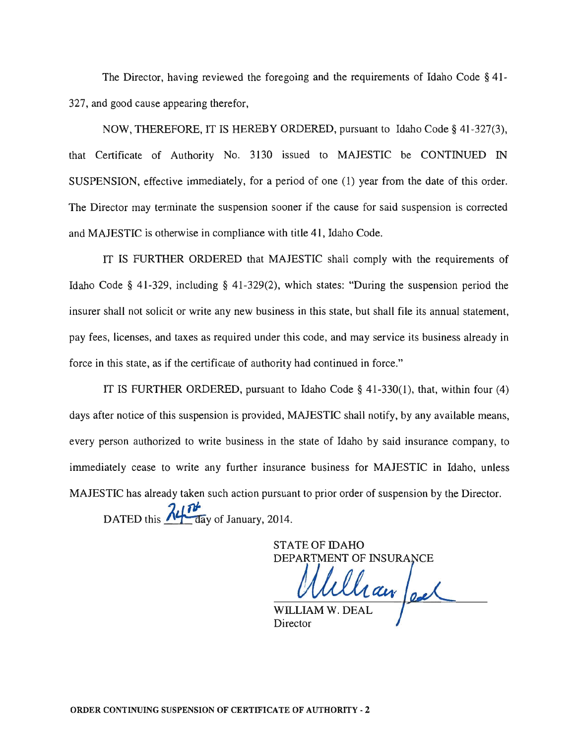The Director, having reviewed the foregoing and the requirements of Idaho Code § 41-327, and good cause appearing therefor,

NOW, THEREFORE, IT IS HEREBY ORDERED, pursuant to Idaho Code § 41-327(3), that Certificate of Authority No. 3130 issued to MAJESTIC be CONTINUED IN SUSPENSION, effective immediately, for a period of one (1) year from the date of this order. The Director may terminate the suspension sooner if the cause for said suspension is corrected and MAJESTIC is otherwise in compliance with title 41, Idaho Code.

IT IS FURTHER ORDERED that MAJESTIC shall comply with the requirements of Idaho Code § 41-329, including § 41-329(2), which states: "During the suspension period the insurer shall not solicit or write any new business in this state, but shall file its annual statement, pay fees, licenses, and taxes as required under this code, and may service its business already in force in this state, as if the certificate of authority had continued in force."

IT IS FURTHER ORDERED, pursuant to Idaho Code § 41-330(1), that, within four (4) days after notice of this suspension is provided, MAJESTIC shall notify, by any available means, every person authorized to write business in the state of Idaho by said insurance company, to immediately cease to write any further insurance business for MAJESTIC in Idaho, unless MAJESTIC has already taken such action pursuant to prior order of suspension by the Director.

DATED this 24th day of January, 2014.

STATE OF IDAHO
DEPARTMENT OF INSURANCE

William Deal

WILLIAM W. DEAL
Director

**ORDER CONTINUING SUSPENSION OF CERTIFICATE OF AUTHORITY - 2**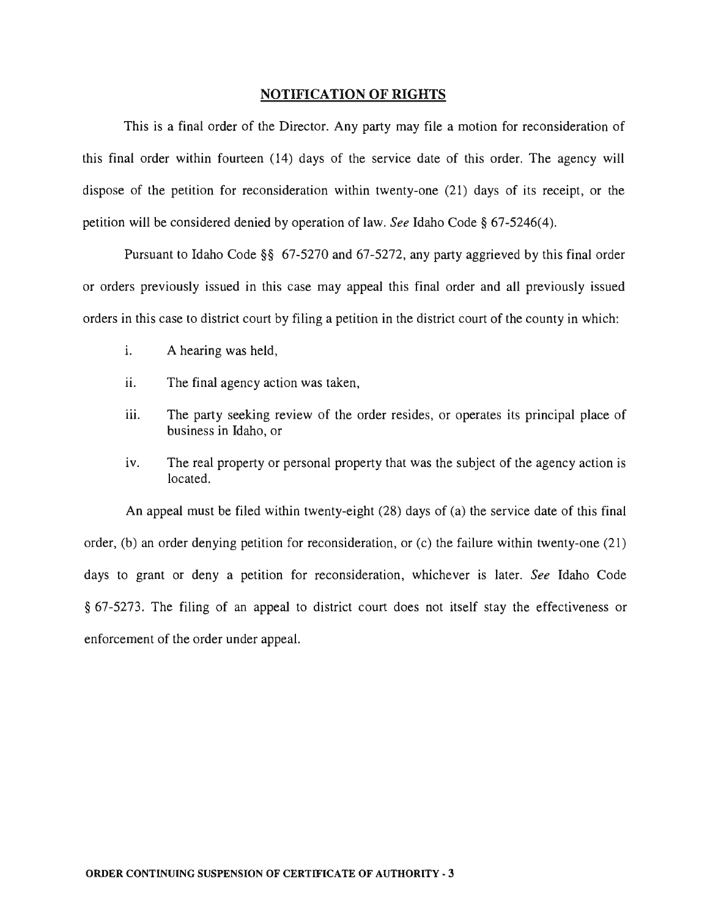## NOTIFICATION OF RIGHTS

This is a final order of the Director. Any party may file a motion for reconsideration of this final order within fourteen (14) days of the service date of this order. The agency will dispose of the petition for reconsideration within twenty-one (21) days of its receipt, or the petition will be considered denied by operation of law. *See* Idaho Code § 67-5246(4).

Pursuant to Idaho Code §§ 67-5270 and 67-5272, any party aggrieved by this final order or orders previously issued in this case may appeal this final order and all previously issued orders in this case to district court by filing a petition in the district court of the county in which:

i. A hearing was held,

ii. The final agency action was taken,

iii. The party seeking review of the order resides, or operates its principal place of business in Idaho, or

iv. The real property or personal property that was the subject of the agency action is located.

An appeal must be filed within twenty-eight (28) days of (a) the service date of this final order, (b) an order denying petition for reconsideration, or (c) the failure within twenty-one (21) days to grant or deny a petition for reconsideration, whichever is later. *See* Idaho Code § 67-5273. The filing of an appeal to district court does not itself stay the effectiveness or enforcement of the order under appeal.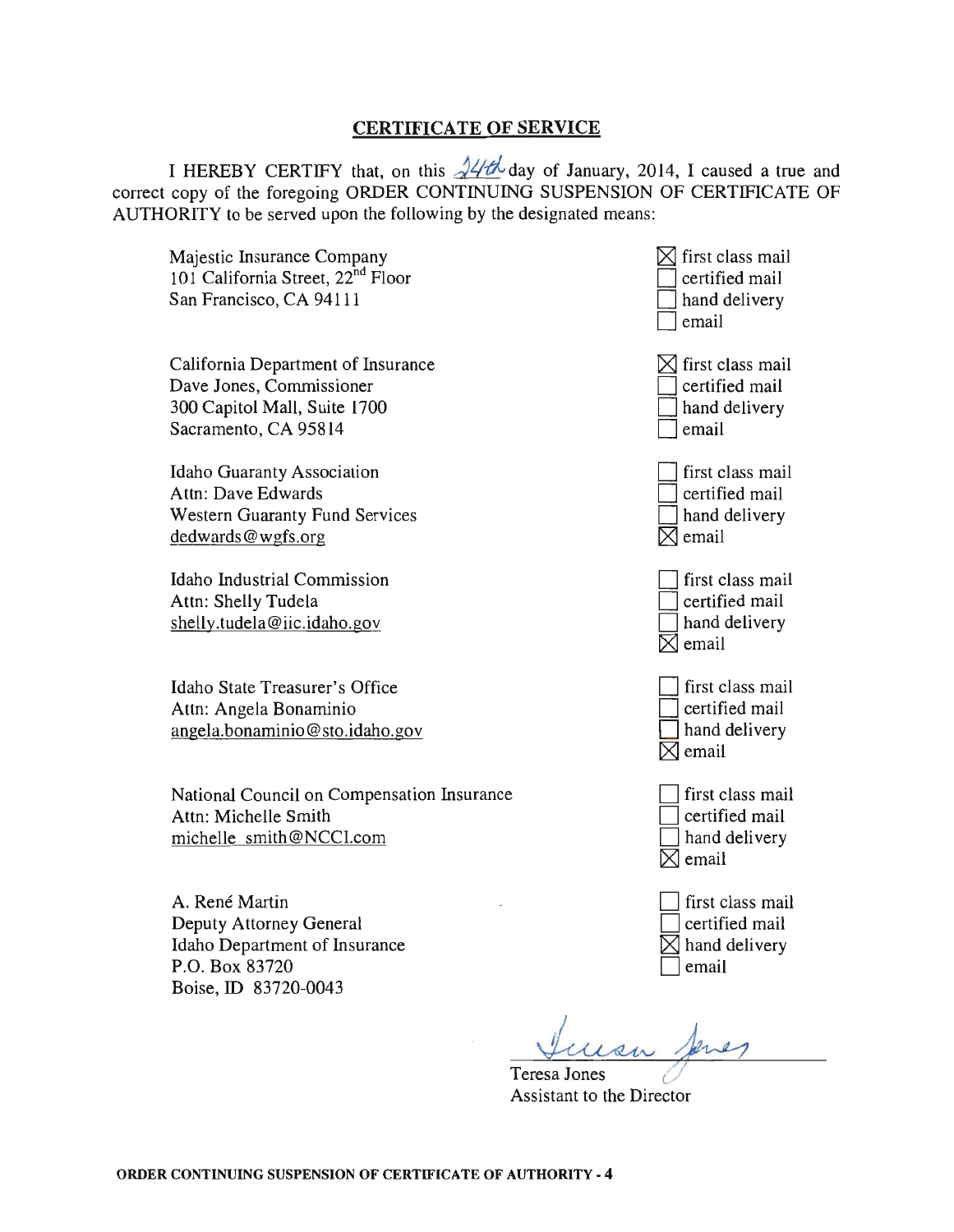## CERTIFICATE OF SERVICE

I HEREBY CERTIFY that, on this 24th day of January, 2014, I caused a true and correct copy of the foregoing ORDER CONTINUING SUSPENSION OF CERTIFICATE OF AUTHORITY to be served upon the following by the designated means:

| | |
|---|---|
| Majestic Insurance Company<br>101 California Street, 22nd Floor<br>San Francisco, CA 94111 | ☒ first class mail<br>☐ certified mail<br>☐ hand delivery<br>☐ email |
| California Department of Insurance<br>Dave Jones, Commissioner<br>300 Capitol Mall, Suite 1700<br>Sacramento, CA 95814 | ☒ first class mail<br>☐ certified mail<br>☐ hand delivery<br>☐ email |
| Idaho Guaranty Association<br>Attn: Dave Edwards<br>Western Guaranty Fund Services<br>dedwards@wgfs.org | ☐ first class mail<br>☐ certified mail<br>☐ hand delivery<br>☒ email |
| Idaho Industrial Commission<br>Attn: Shelly Tudela<br>shelly.tudela@iic.idaho.gov | ☐ first class mail<br>☐ certified mail<br>☐ hand delivery<br>☒ email |
| Idaho State Treasurer's Office<br>Attn: Angela Bonaminio<br>angela.bonaminio@sto.idaho.gov | ☐ first class mail<br>☐ certified mail<br>☐ hand delivery<br>☒ email |
| National Council on Compensation Insurance<br>Attn: Michelle Smith<br>michelle_smith@NCCI.com | ☐ first class mail<br>☐ certified mail<br>☐ hand delivery<br>☒ email |
| A. René Martin<br>Deputy Attorney General<br>Idaho Department of Insurance<br>P.O. Box 83720<br>Boise, ID 83720-0043 | ☐ first class mail<br>☐ certified mail<br>☒ hand delivery<br>☐ email |

Teresa Jones
Assistant to the Director

ORDER CONTINUING SUSPENSION OF CERTIFICATE OF AUTHORITY - 4